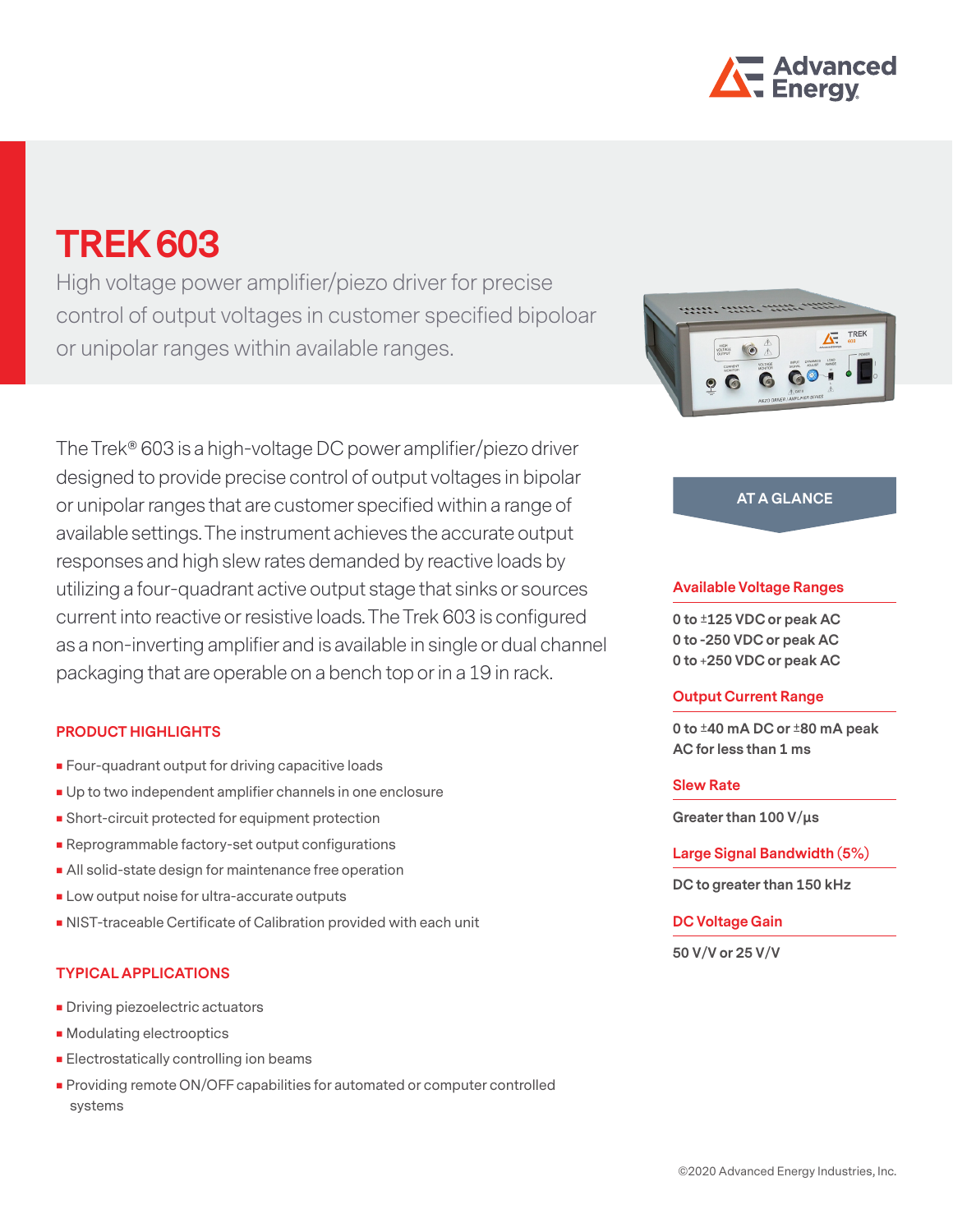# TREK 603

High voltage power amplifier/piezo driver for precise control of output voltages in customer specified bipoloar or unipolar ranges within available ranges.

The Trek® 603 is a high-voltage DC power amplifier/piezo driver designed to provide precise control of output voltages in bipolar or unipolar ranges that are customer specified within a range of available settings. The instrument achieves the accurate output responses and high slew rates demanded by reactive loads by utilizing a four-quadrant active output stage that sinks or sources current into reactive or resistive loads. The Trek 603 is configured as a non-inverting amplifier and is available in single or dual channel packaging that are operable on a bench top or in a 19 in rack.

## PRODUCT HIGHLIGHTS

- Four-quadrant output for driving capacitive loads
- Up to two independent amplifier channels in one enclosure
- Short-circuit protected for equipment protection
- Reprogrammable factory-set output configurations
- All solid-state design for maintenance free operation
- Low output noise for ultra-accurate outputs
- NIST-traceable Certificate of Calibration provided with each unit

## TYPICAL APPLICATIONS

- Driving piezoelectric actuators
- Modulating electrooptics
- Electrostatically controlling ion beams
- Providing remote ON/OFF capabilities for automated or computer controlled systems

## AT A GLANCE

### Available Voltage Ranges

**0 to ±125 VDC or peak AC**
**0 to -250 VDC or peak AC**
**0 to +250 VDC or peak AC**

### Output Current Range

**0 to ±40 mA DC or ±80 mA peak AC for less than 1 ms**

### Slew Rate

**Greater than 100 V/µs**

### Large Signal Bandwidth (5%)

**DC to greater than 150 kHz**

### DC Voltage Gain

**50 V/V or 25 V/V**

©2020 Advanced Energy Industries, Inc.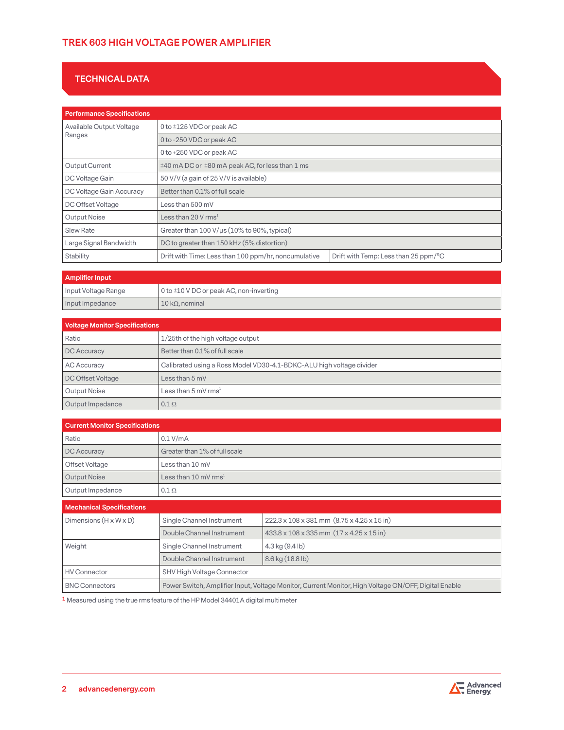# TREK 603 HIGH VOLTAGE POWER AMPLIFIER

## TECHNICAL DATA

| Performance Specifications | | |
|---|---|---|
| Available Output Voltage Ranges | 0 to ±125 VDC or peak AC | |
| | 0 to -250 VDC or peak AC | |
| | 0 to +250 VDC or peak AC | |
| Output Current | ±40 mA DC or ±80 mA peak AC, for less than 1 ms | |
| DC Voltage Gain | 50 V/V (a gain of 25 V/V is available) | |
| DC Voltage Gain Accuracy | Better than 0.1% of full scale | |
| DC Offset Voltage | Less than 500 mV | |
| Output Noise | Less than 20 V rms[1] | |
| Slew Rate | Greater than 100 V/µs (10% to 90%, typical) | |
| Large Signal Bandwidth | DC to greater than 150 kHz (5% distortion) | |
| Stability | Drift with Time: Less than 100 ppm/hr, noncumulative | Drift with Temp: Less than 25 ppm/°C |

| Amplifier Input | |
|---|---|
| Input Voltage Range | 0 to ±10 V DC or peak AC, non-inverting |
| Input Impedance | 10 kΩ, nominal |

| Voltage Monitor Specifications | |
|---|---|
| Ratio | 1/25th of the high voltage output |
| DC Accuracy | Better than 0.1% of full scale |
| AC Accuracy | Calibrated using a Ross Model VD30-4.1-BDKC-ALU high voltage divider |
| DC Offset Voltage | Less than 5 mV |
| Output Noise | Less than 5 mV rms[1] |
| Output Impedance | 0.1 Ω |

| Current Monitor Specifications | |
|---|---|
| Ratio | 0.1 V/mA |
| DC Accuracy | Greater than 1% of full scale |
| Offset Voltage | Less than 10 mV |
| Output Noise | Less than 10 mV rms[1] |
| Output Impedance | 0.1 Ω |

| Mechanical Specifications | | |
|---|---|---|
| Dimensions (H x W x D) | Single Channel Instrument | 222.3 x 108 x 381 mm (8.75 x 4.25 x 15 in) |
| | Double Channel Instrument | 433.8 x 108 x 335 mm (17 x 4.25 x 15 in) |
| Weight | Single Channel Instrument | 4.3 kg (9.4 lb) |
| | Double Channel Instrument | 8.6 kg (18.8 lb) |
| HV Connector | SHV High Voltage Connector | |
| BNC Connectors | Power Switch, Amplifier Input, Voltage Monitor, Current Monitor, High Voltage ON/OFF, Digital Enable | |

[1] Measured using the true rms feature of the HP Model 34401A digital multimeter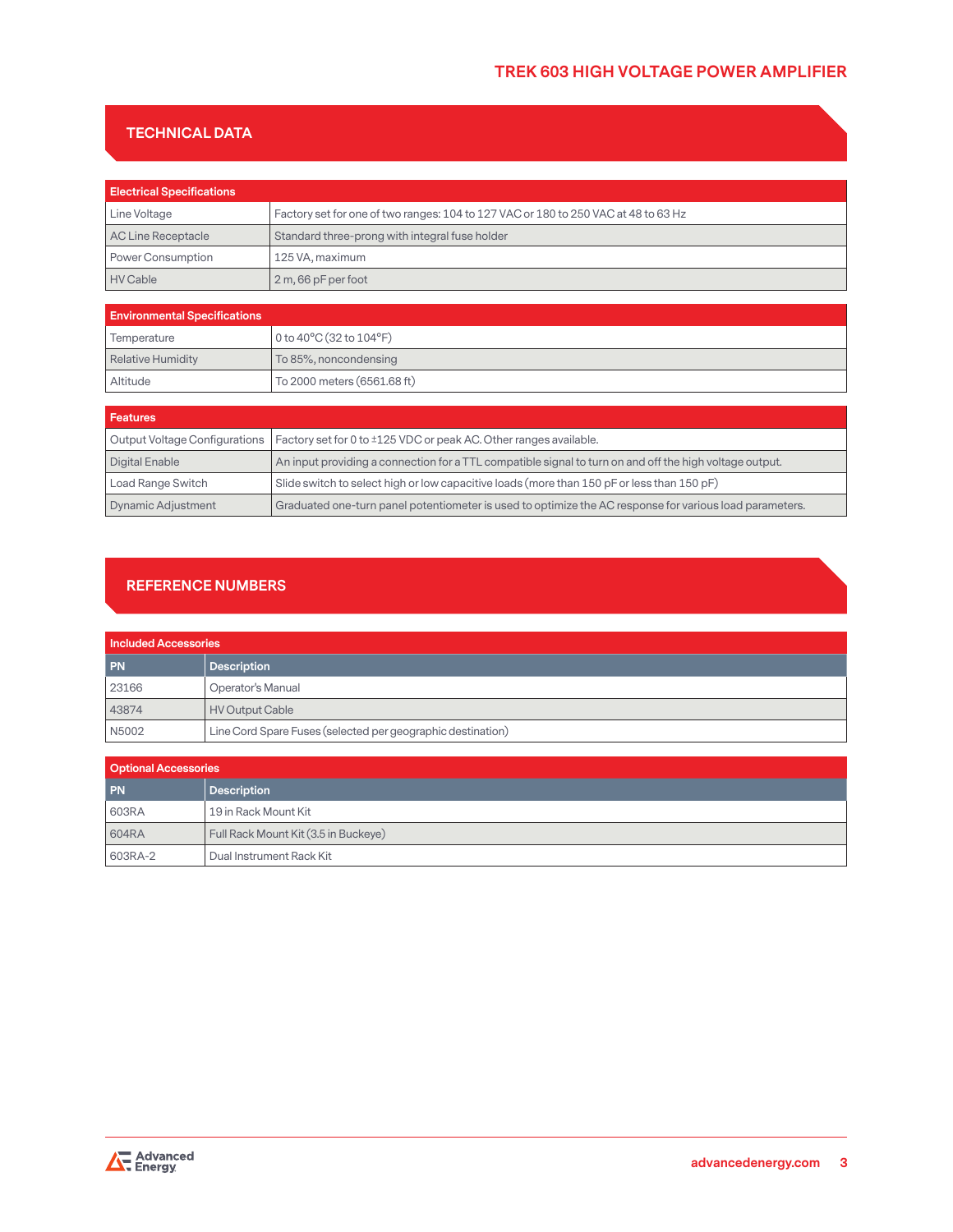## TECHNICAL DATA

| Electrical Specifications | |
|---|---|
| Line Voltage | Factory set for one of two ranges: 104 to 127 VAC or 180 to 250 VAC at 48 to 63 Hz |
| AC Line Receptacle | Standard three-prong with integral fuse holder |
| Power Consumption | 125 VA, maximum |
| HV Cable | 2 m, 66 pF per foot |

| Environmental Specifications | |
|---|---|
| Temperature | 0 to 40°C (32 to 104°F) |
| Relative Humidity | To 85%, noncondensing |
| Altitude | To 2000 meters (6561.68 ft) |

| Features | |
|---|---|
| Output Voltage Configurations | Factory set for 0 to ±125 VDC or peak AC. Other ranges available. |
| Digital Enable | An input providing a connection for a TTL compatible signal to turn on and off the high voltage output. |
| Load Range Switch | Slide switch to select high or low capacitive loads (more than 150 pF or less than 150 pF) |
| Dynamic Adjustment | Graduated one-turn panel potentiometer is used to optimize the AC response for various load parameters. |

## REFERENCE NUMBERS

**Included Accessories**

| PN | Description |
|---|---|
| 23166 | Operator's Manual |
| 43874 | HV Output Cable |
| N5002 | Line Cord Spare Fuses (selected per geographic destination) |

**Optional Accessories**

| PN | Description |
|---|---|
| 603RA | 19 in Rack Mount Kit |
| 604RA | Full Rack Mount Kit (3.5 in Buckeye) |
| 603RA-2 | Dual Instrument Rack Kit |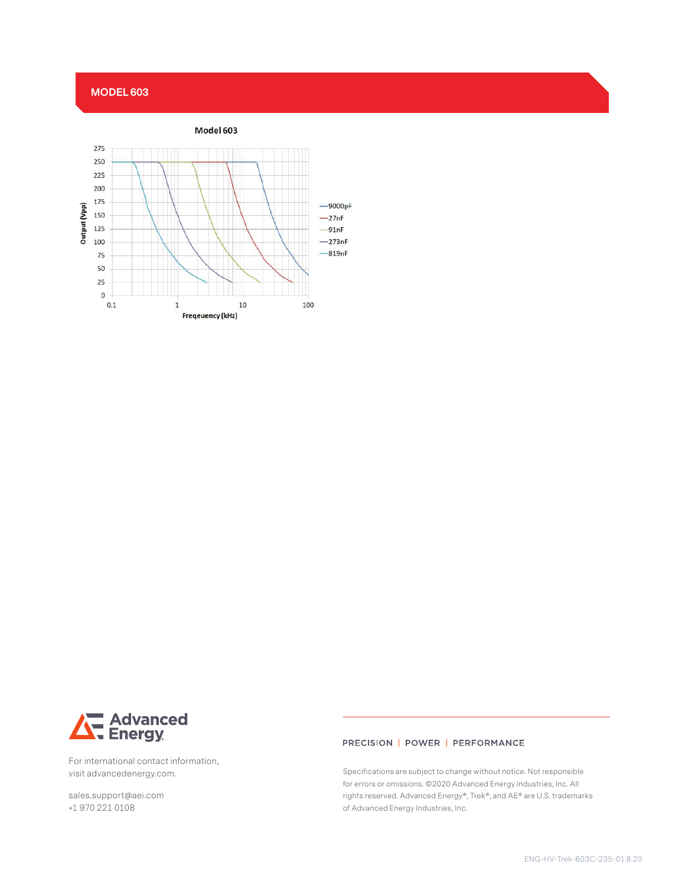## MODEL 603

Model 603

275
250
225
200
175
150
125
100
75
50
25
0

Output (Vpp)

0.1
1
10
100

Freqeuency (kHz)

9000pF
27nF
91nF
273nF
819nF

For international contact information, visit advancedenergy.com.

sales.support@aei.com
+1 970 221 0108

PRECISION | POWER | PERFORMANCE

Specifications are subject to change without notice. Not responsible for errors or omissions. ©2020 Advanced Energy Industries, Inc. All rights reserved. Advanced Energy®, Trek®, and AE® are U.S. trademarks of Advanced Energy Industries, Inc.

ENG-HV-Trek-603C-235-01 8.20